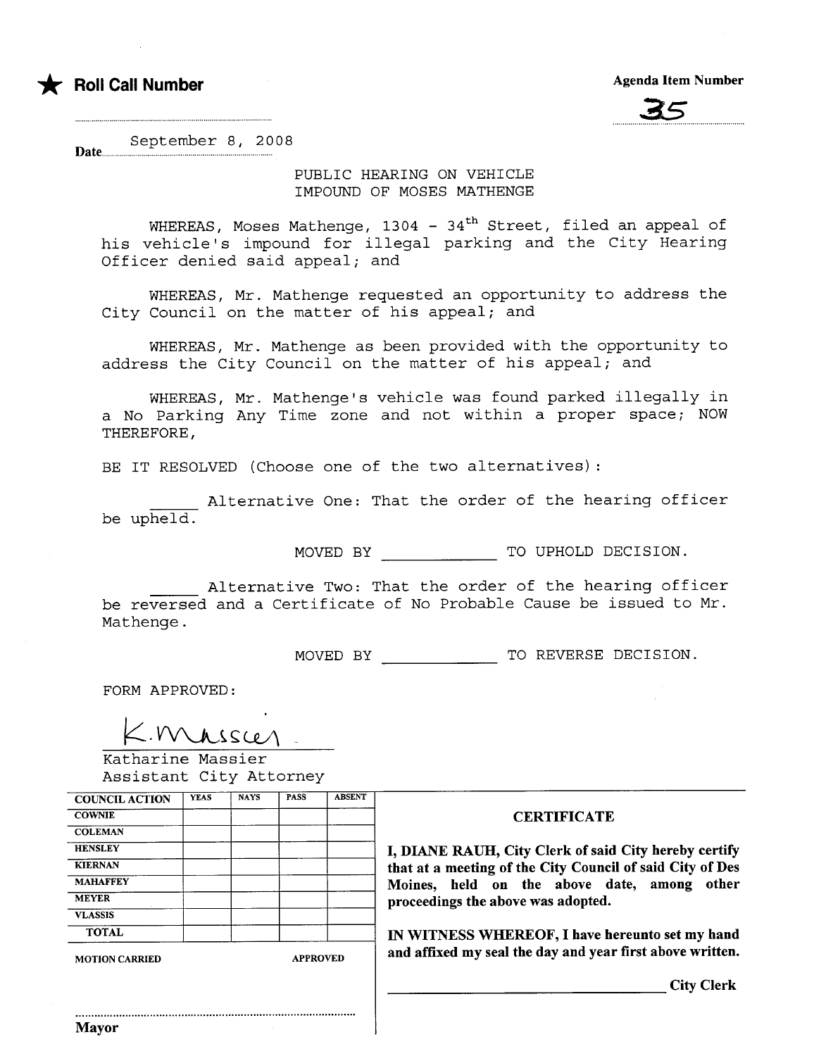★ **Roll Call Number**

**Agenda Item Number**

35

Date September 8, 2008

PUBLIC HEARING ON VEHICLE
IMPOUND OF MOSES MATHENGE

WHEREAS, Moses Mathenge, 1304 - 34th Street, filed an appeal of his vehicle's impound for illegal parking and the City Hearing Officer denied said appeal; and

WHEREAS, Mr. Mathenge requested an opportunity to address the City Council on the matter of his appeal; and

WHEREAS, Mr. Mathenge as been provided with the opportunity to address the City Council on the matter of his appeal; and

WHEREAS, Mr. Mathenge's vehicle was found parked illegally in a No Parking Any Time zone and not within a proper space; NOW THEREFORE,

BE IT RESOLVED (Choose one of the two alternatives):

_____ Alternative One: That the order of the hearing officer be upheld.

MOVED BY ____________ TO UPHOLD DECISION.

_____ Alternative Two: That the order of the hearing officer be reversed and a Certificate of No Probable Cause be issued to Mr. Mathenge.

MOVED BY ____________ TO REVERSE DECISION.

FORM APPROVED:

K. Massier

Katharine Massier
Assistant City Attorney

| COUNCIL ACTION | YEAS | NAYS | PASS | ABSENT |
|---|---|---|---|---|
| COWNIE | | | | |
| COLEMAN | | | | |
| HENSLEY | | | | |
| KIERNAN | | | | |
| MAHAFFEY | | | | |
| MEYER | | | | |
| VLASSIS | | | | |
| TOTAL | | | | |

MOTION CARRIED APPROVED

Mayor

**CERTIFICATE**

**I, DIANE RAUH, City Clerk of said City hereby certify that at a meeting of the City Council of said City of Des Moines, held on the above date, among other proceedings the above was adopted.**

**IN WITNESS WHEREOF, I have hereunto set my hand and affixed my seal the day and year first above written.**

**City Clerk**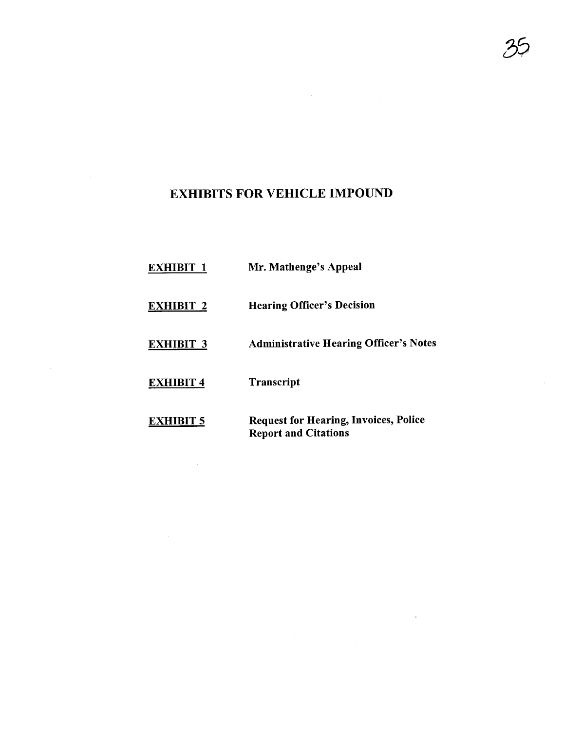# EXHIBITS FOR VEHICLE IMPOUND

| | |
|---|---|
| **EXHIBIT 1** | **Mr. Mathenge's Appeal** |
| **EXHIBIT 2** | **Hearing Officer's Decision** |
| **EXHIBIT 3** | **Administrative Hearing Officer's Notes** |
| **EXHIBIT 4** | **Transcript** |
| **EXHIBIT 5** | **Request for Hearing, Invoices, Police Report and Citations** |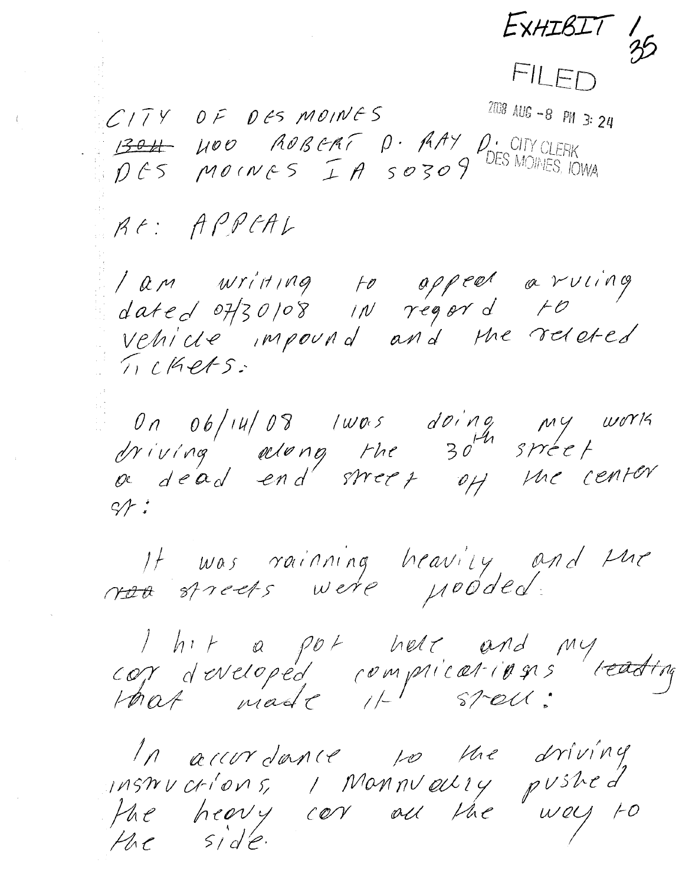EXHIBIT 1
35

FILED

2008 AUG -8 PM 3:24

CITY CLERK
DES MOINES, IOWA

CITY OF DES MOINES
~~1301~~ 400 ROBERT D. RAY D.
DES MOINES IA 50309

RE: APPEAL

I am writing to appeal a ruling dated 07/30/08 in regard to vehicle impound and the related Tickets:

On 06/14/08 I was doing my work driving along the 30th street a dead end street off the center st:

It was rainning heavily and the ~~roa~~ streets were flooded:

I hit a pot hole and my car developed complications ~~leading~~ that made it stall:

In accordance to the driving instructions, I Mannually pushed the heavy car all the way to the side.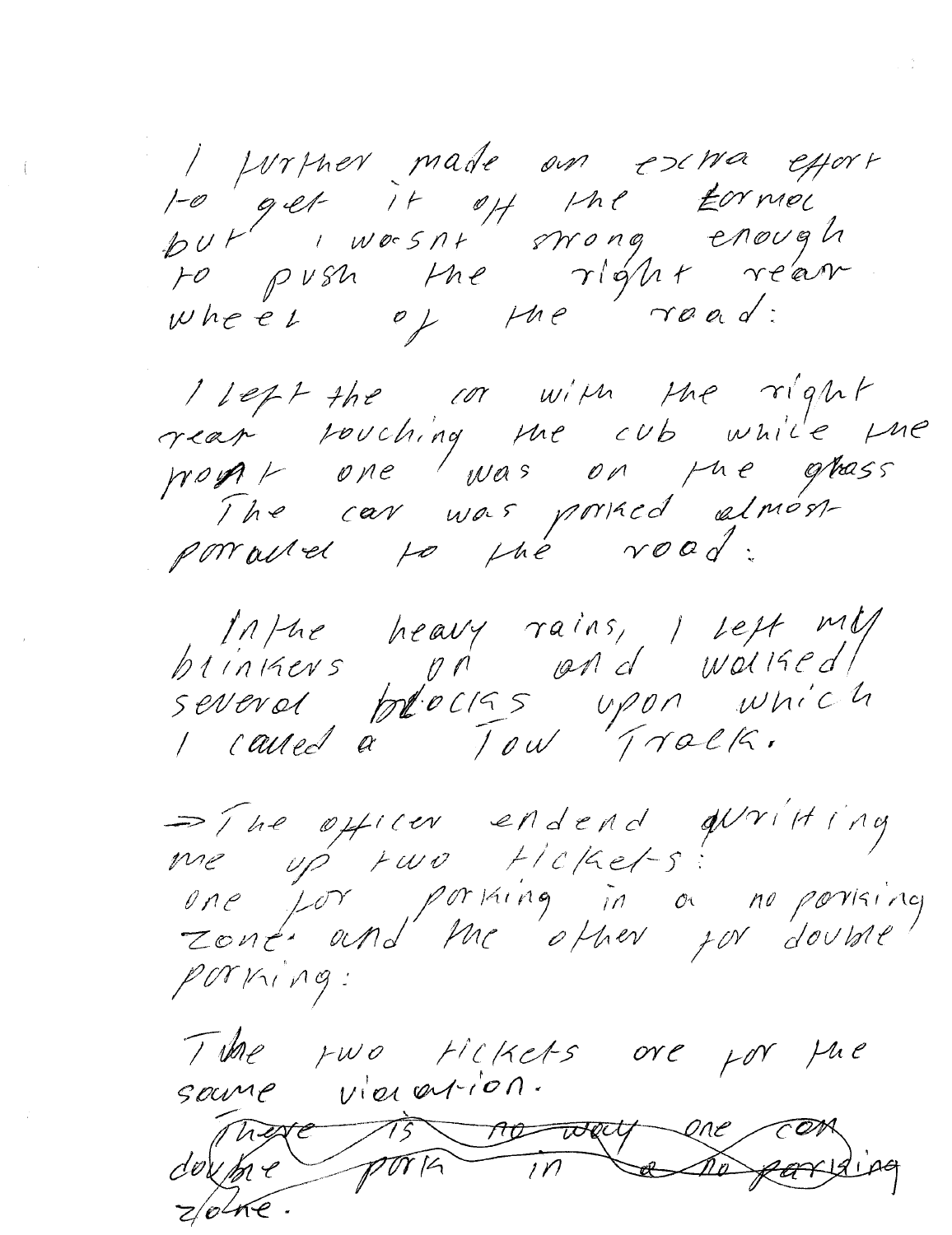I further made an extra effort to get it off the ~~tarmac~~ tarmac but I wasnt strong enough to push the right rear wheel of the road:

I left the car with the right rear touching the cub while the front one was on the grass. The car was parked almost parralled to the road:

In the heavy rains, I left my blinkers on and walked several blocks upon which I called a Tow Track.

=> The officer endend writing me up two tickets: one for parking in a no parking zone and the other for double parking:

The two tickets are for the same violation.

~~There is no way one can double park in a no parking zone.~~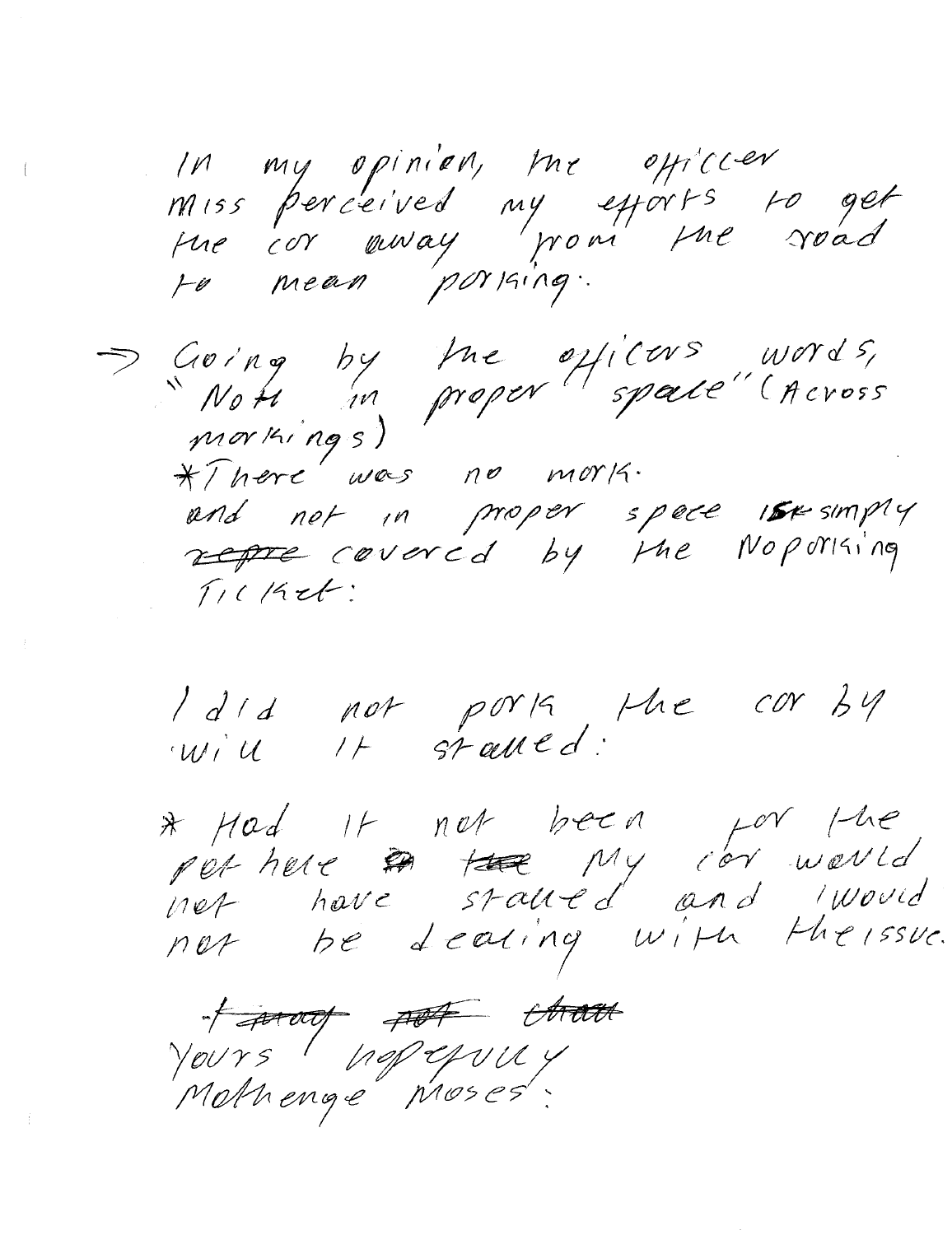In my opinion, the officer miss perceived my efforts to get the car away from the road to mean parking.

→ Going by the officers words, "Not in proper space" (Across markings)
*There was no mark.
and not in proper space is simply ~~repre~~ covered by the No parking Ticket:

I did not park the car by will it stalled:

* Had it not been for the pot hole ~~the~~ My car would not have stalled and I would not be dealing with the issue.

~~I may not chat~~
Yours hopefully
Mothenge Moses: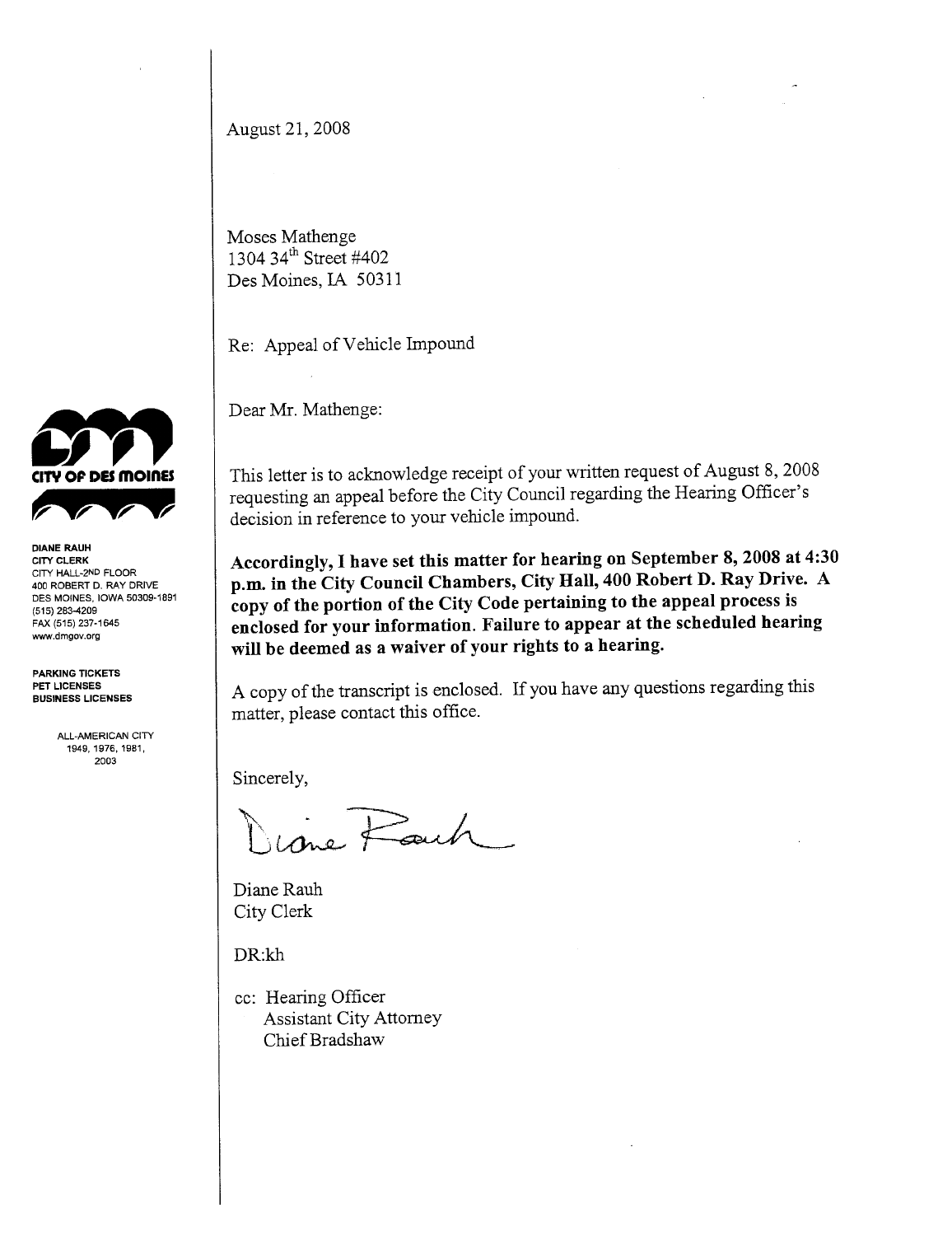**CITY OF DES MOINES**

**DIANE RAUH**
**CITY CLERK**
CITY HALL-2ND FLOOR
400 ROBERT D. RAY DRIVE
DES MOINES, IOWA 50309-1891
(515) 283-4209
FAX (515) 237-1645
www.dmgov.org

**PARKING TICKETS**
**PET LICENSES**
**BUSINESS LICENSES**

ALL-AMERICAN CITY
1949, 1976, 1981,
2003

August 21, 2008

Moses Mathenge
1304 34th Street #402
Des Moines, IA 50311

Re: Appeal of Vehicle Impound

Dear Mr. Mathenge:

This letter is to acknowledge receipt of your written request of August 8, 2008 requesting an appeal before the City Council regarding the Hearing Officer's decision in reference to your vehicle impound.

**Accordingly, I have set this matter for hearing on September 8, 2008 at 4:30 p.m. in the City Council Chambers, City Hall, 400 Robert D. Ray Drive. A copy of the portion of the City Code pertaining to the appeal process is enclosed for your information. Failure to appear at the scheduled hearing will be deemed as a waiver of your rights to a hearing.**

A copy of the transcript is enclosed. If you have any questions regarding this matter, please contact this office.

Sincerely,

Diane Rauh

Diane Rauh
City Clerk

DR:kh

cc: Hearing Officer
Assistant City Attorney
Chief Bradshaw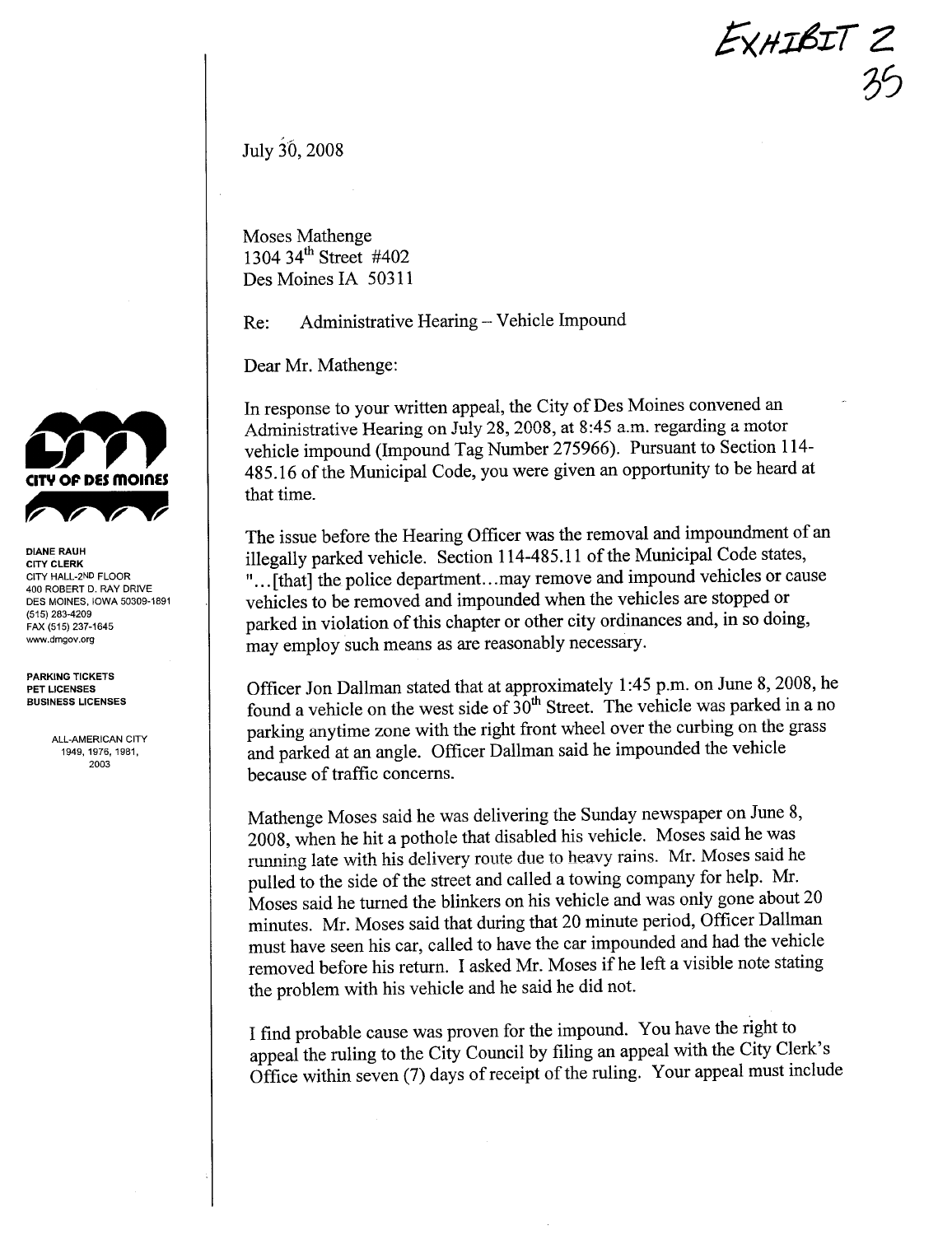EXHIBIT 2
35

July 30, 2008

Moses Mathenge
1304 34th Street #402
Des Moines IA 50311

Re: Administrative Hearing – Vehicle Impound

Dear Mr. Mathenge:

CITY OF DES MOINES

DIANE RAUH
CITY CLERK
CITY HALL-2ND FLOOR
400 ROBERT D. RAY DRIVE
DES MOINES, IOWA 50309-1891
(515) 283-4209
FAX (515) 237-1645
www.dmgov.org

PARKING TICKETS
PET LICENSES
BUSINESS LICENSES

ALL-AMERICAN CITY
1949, 1976, 1981,
2003

In response to your written appeal, the City of Des Moines convened an Administrative Hearing on July 28, 2008, at 8:45 a.m. regarding a motor vehicle impound (Impound Tag Number 275966). Pursuant to Section 114-485.16 of the Municipal Code, you were given an opportunity to be heard at that time.

The issue before the Hearing Officer was the removal and impoundment of an illegally parked vehicle. Section 114-485.11 of the Municipal Code states, "...[that] the police department...may remove and impound vehicles or cause vehicles to be removed and impounded when the vehicles are stopped or parked in violation of this chapter or other city ordinances and, in so doing, may employ such means as are reasonably necessary.

Officer Jon Dallman stated that at approximately 1:45 p.m. on June 8, 2008, he found a vehicle on the west side of 30th Street. The vehicle was parked in a no parking anytime zone with the right front wheel over the curbing on the grass and parked at an angle. Officer Dallman said he impounded the vehicle because of traffic concerns.

Mathenge Moses said he was delivering the Sunday newspaper on June 8, 2008, when he hit a pothole that disabled his vehicle. Moses said he was running late with his delivery route due to heavy rains. Mr. Moses said he pulled to the side of the street and called a towing company for help. Mr. Moses said he turned the blinkers on his vehicle and was only gone about 20 minutes. Mr. Moses said that during that 20 minute period, Officer Dallman must have seen his car, called to have the car impounded and had the vehicle removed before his return. I asked Mr. Moses if he left a visible note stating the problem with his vehicle and he said he did not.

I find probable cause was proven for the impound. You have the right to appeal the ruling to the City Council by filing an appeal with the City Clerk's Office within seven (7) days of receipt of the ruling. Your appeal must include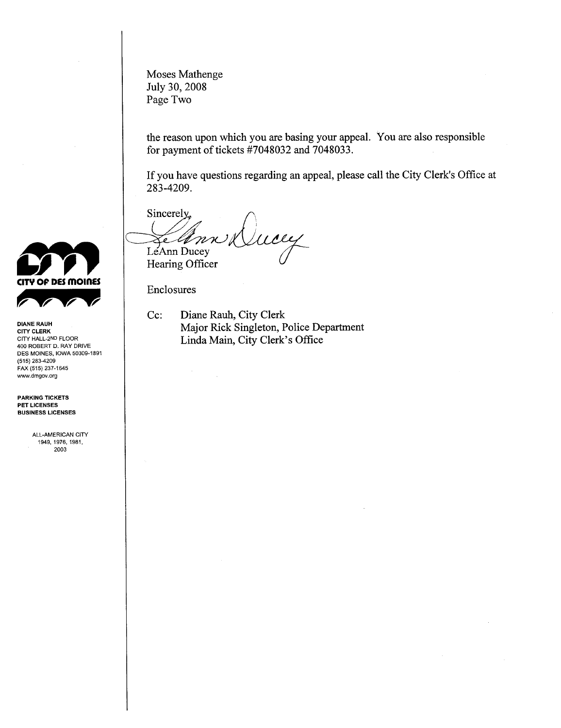Moses Mathenge
July 30, 2008
Page Two

the reason upon which you are basing your appeal. You are also responsible for payment of tickets #7048032 and 7048033.

If you have questions regarding an appeal, please call the City Clerk's Office at 283-4209.

Sincerely,

LeAnn Ducey
Hearing Officer

Enclosures

Cc: Diane Rauh, City Clerk
Major Rick Singleton, Police Department
Linda Main, City Clerk's Office

CITY OF DES MOINES

**DIANE RAUH**
**CITY CLERK**
CITY HALL-2ND FLOOR
400 ROBERT D. RAY DRIVE
DES MOINES, IOWA 50309-1891
(515) 283-4209
FAX (515) 237-1645
www.dmgov.org

**PARKING TICKETS**
**PET LICENSES**
**BUSINESS LICENSES**

ALL-AMERICAN CITY
1949, 1976, 1981,
2003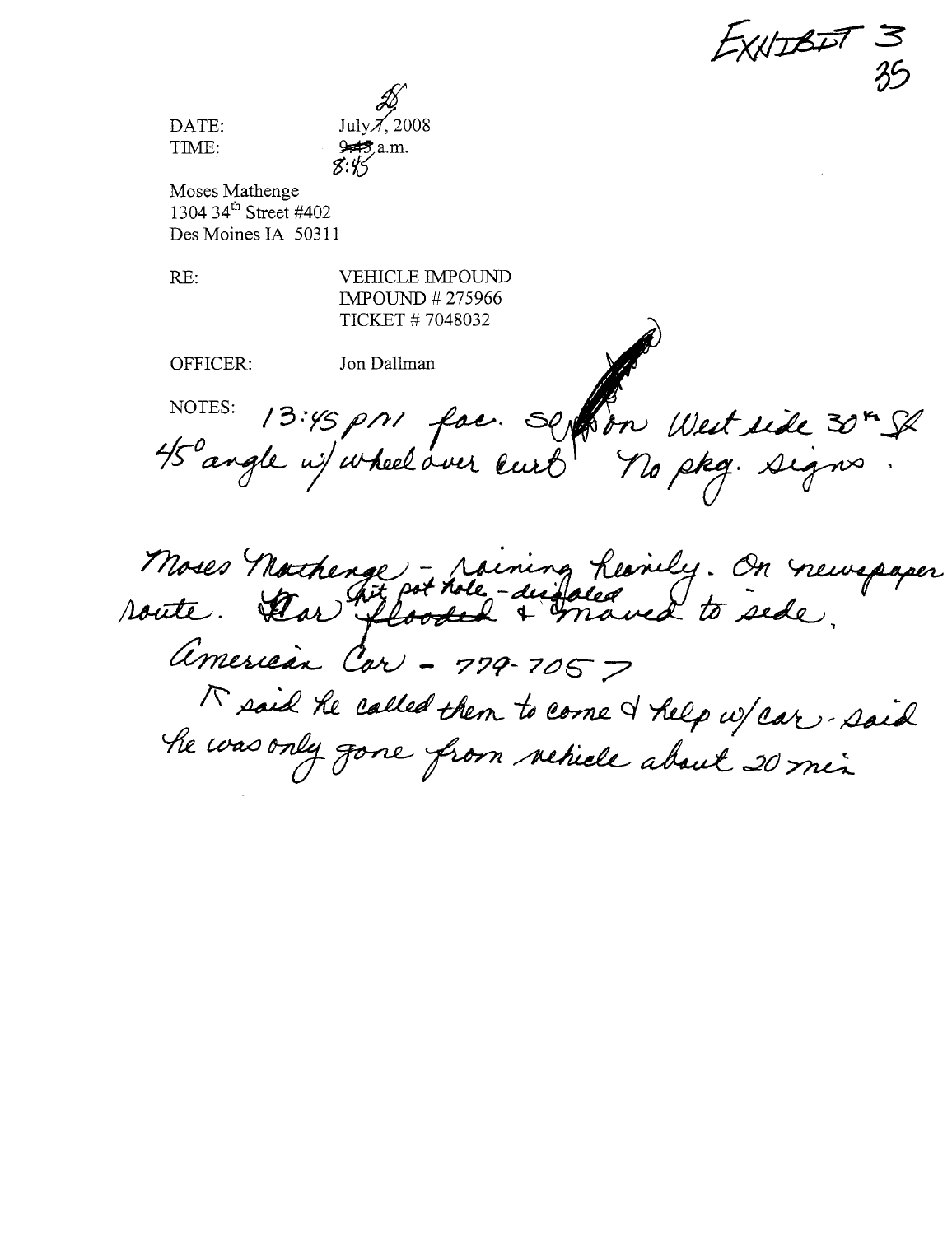EXHIBIT 3
35

DATE: July ~~7~~ 28, 2008
TIME: ~~9:45~~ 8:45 a.m.

Moses Mathenge
1304 34th Street #402
Des Moines IA 50311

RE: VEHICLE IMPOUND
IMPOUND # 275966
TICKET # 7048032

OFFICER: Jon Dallman

NOTES: 13:45 pm fac. S[?] on West side 30th St 45° angle w/ wheel over curb. No pkg. signs.

Moses Mathenge - raining heavily. On newspaper route. ~~Car flooded~~ hit pot hole - disabled & moved to side.

American Car - 779-7057

Π said he called them to come & help w/ car - said he was only gone from vehicle about 20 min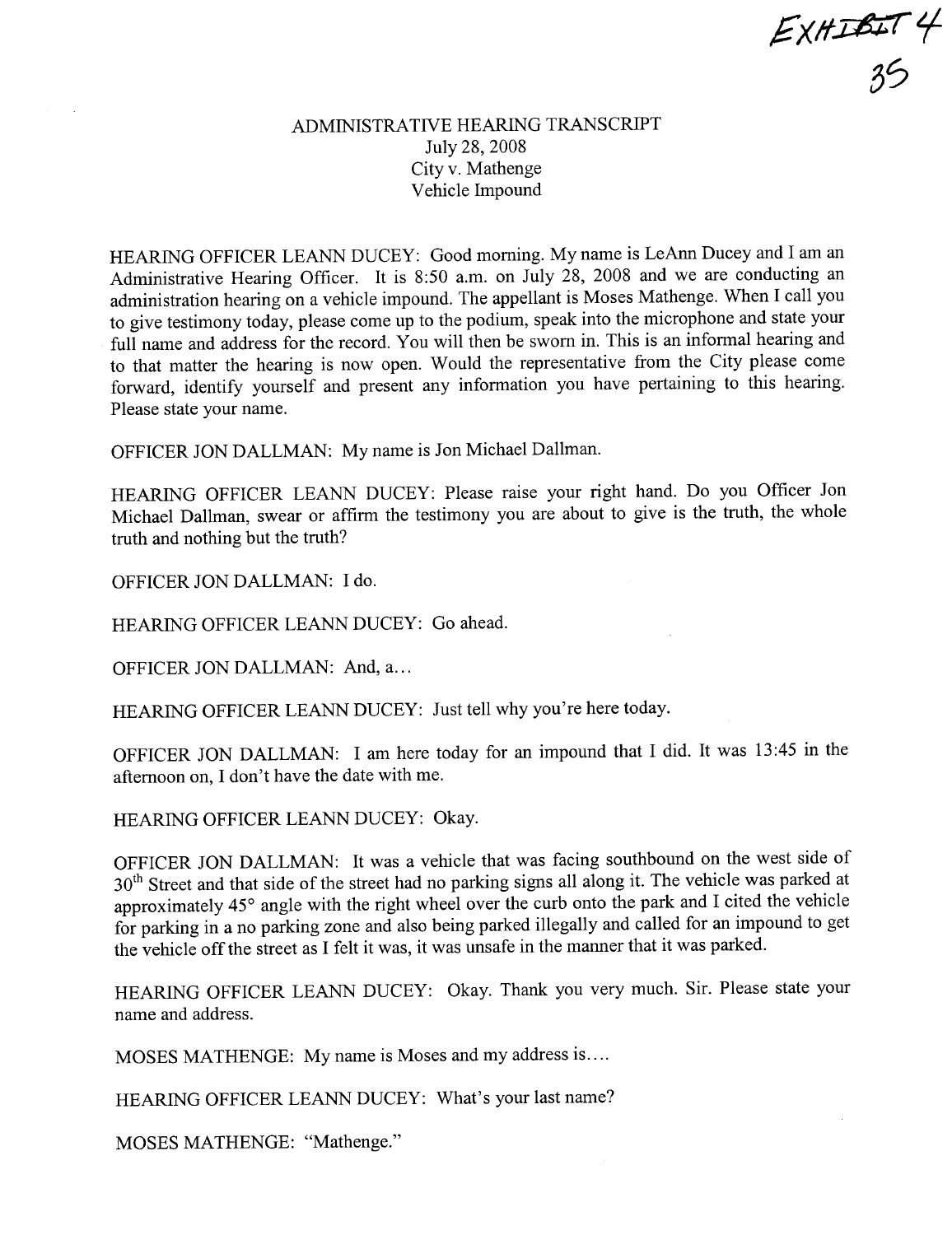EXHIBIT 4
35

# ADMINISTRATIVE HEARING TRANSCRIPT

July 28, 2008
City v. Mathenge
Vehicle Impound

HEARING OFFICER LEANN DUCEY: Good morning. My name is LeAnn Ducey and I am an Administrative Hearing Officer. It is 8:50 a.m. on July 28, 2008 and we are conducting an administration hearing on a vehicle impound. The appellant is Moses Mathenge. When I call you to give testimony today, please come up to the podium, speak into the microphone and state your full name and address for the record. You will then be sworn in. This is an informal hearing and to that matter the hearing is now open. Would the representative from the City please come forward, identify yourself and present any information you have pertaining to this hearing. Please state your name.

OFFICER JON DALLMAN: My name is Jon Michael Dallman.

HEARING OFFICER LEANN DUCEY: Please raise your right hand. Do you Officer Jon Michael Dallman, swear or affirm the testimony you are about to give is the truth, the whole truth and nothing but the truth?

OFFICER JON DALLMAN: I do.

HEARING OFFICER LEANN DUCEY: Go ahead.

OFFICER JON DALLMAN: And, a...

HEARING OFFICER LEANN DUCEY: Just tell why you're here today.

OFFICER JON DALLMAN: I am here today for an impound that I did. It was 13:45 in the afternoon on, I don't have the date with me.

HEARING OFFICER LEANN DUCEY: Okay.

OFFICER JON DALLMAN: It was a vehicle that was facing southbound on the west side of 30th Street and that side of the street had no parking signs all along it. The vehicle was parked at approximately 45° angle with the right wheel over the curb onto the park and I cited the vehicle for parking in a no parking zone and also being parked illegally and called for an impound to get the vehicle off the street as I felt it was, it was unsafe in the manner that it was parked.

HEARING OFFICER LEANN DUCEY: Okay. Thank you very much. Sir. Please state your name and address.

MOSES MATHENGE: My name is Moses and my address is....

HEARING OFFICER LEANN DUCEY: What's your last name?

MOSES MATHENGE: "Mathenge."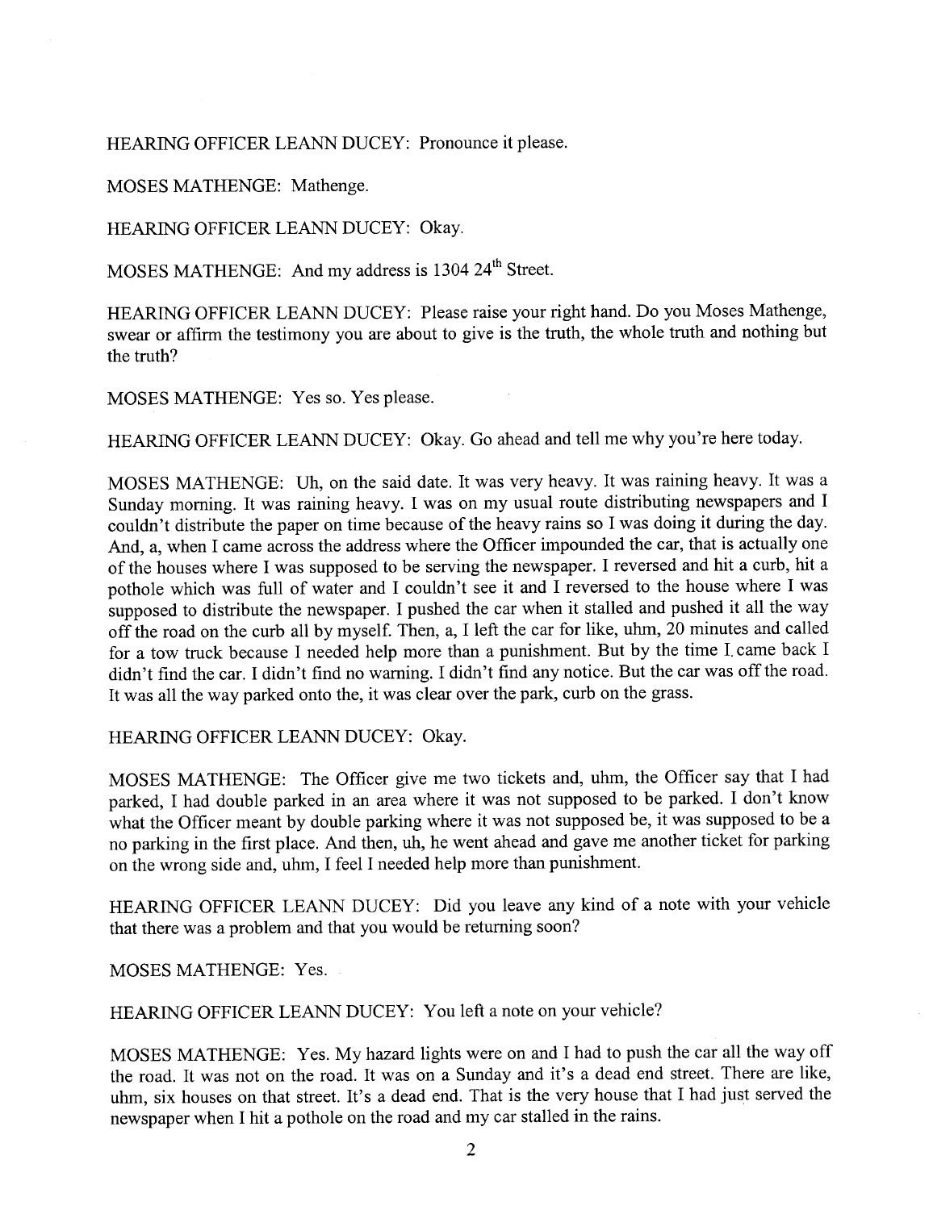HEARING OFFICER LEANN DUCEY: Pronounce it please.

MOSES MATHENGE: Mathenge.

HEARING OFFICER LEANN DUCEY: Okay.

MOSES MATHENGE: And my address is 1304 24th Street.

HEARING OFFICER LEANN DUCEY: Please raise your right hand. Do you Moses Mathenge, swear or affirm the testimony you are about to give is the truth, the whole truth and nothing but the truth?

MOSES MATHENGE: Yes so. Yes please.

HEARING OFFICER LEANN DUCEY: Okay. Go ahead and tell me why you're here today.

MOSES MATHENGE: Uh, on the said date. It was very heavy. It was raining heavy. It was a Sunday morning. It was raining heavy. I was on my usual route distributing newspapers and I couldn't distribute the paper on time because of the heavy rains so I was doing it during the day. And, a, when I came across the address where the Officer impounded the car, that is actually one of the houses where I was supposed to be serving the newspaper. I reversed and hit a curb, hit a pothole which was full of water and I couldn't see it and I reversed to the house where I was supposed to distribute the newspaper. I pushed the car when it stalled and pushed it all the way off the road on the curb all by myself. Then, a, I left the car for like, uhm, 20 minutes and called for a tow truck because I needed help more than a punishment. But by the time I came back I didn't find the car. I didn't find no warning. I didn't find any notice. But the car was off the road. It was all the way parked onto the, it was clear over the park, curb on the grass.

HEARING OFFICER LEANN DUCEY: Okay.

MOSES MATHENGE: The Officer give me two tickets and, uhm, the Officer say that I had parked, I had double parked in an area where it was not supposed to be parked. I don't know what the Officer meant by double parking where it was not supposed be, it was supposed to be a no parking in the first place. And then, uh, he went ahead and gave me another ticket for parking on the wrong side and, uhm, I feel I needed help more than punishment.

HEARING OFFICER LEANN DUCEY: Did you leave any kind of a note with your vehicle that there was a problem and that you would be returning soon?

MOSES MATHENGE: Yes.

HEARING OFFICER LEANN DUCEY: You left a note on your vehicle?

MOSES MATHENGE: Yes. My hazard lights were on and I had to push the car all the way off the road. It was not on the road. It was on a Sunday and it's a dead end street. There are like, uhm, six houses on that street. It's a dead end. That is the very house that I had just served the newspaper when I hit a pothole on the road and my car stalled in the rains.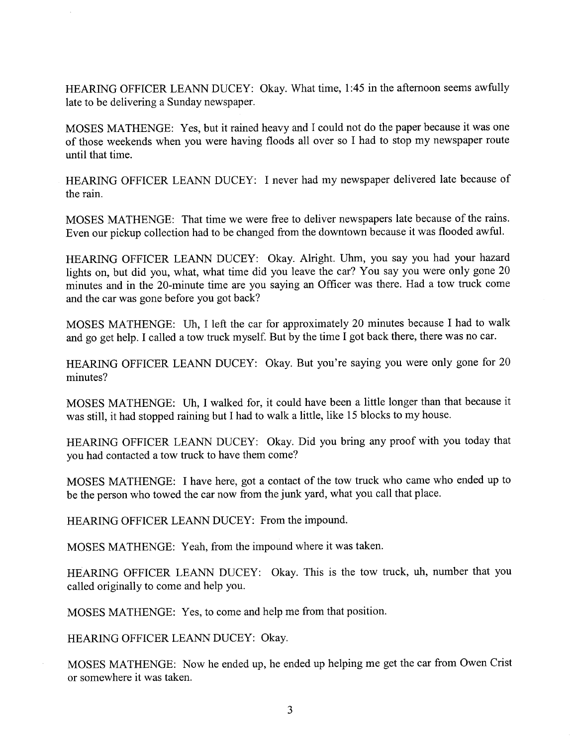HEARING OFFICER LEANN DUCEY: Okay. What time, 1:45 in the afternoon seems awfully late to be delivering a Sunday newspaper.

MOSES MATHENGE: Yes, but it rained heavy and I could not do the paper because it was one of those weekends when you were having floods all over so I had to stop my newspaper route until that time.

HEARING OFFICER LEANN DUCEY: I never had my newspaper delivered late because of the rain.

MOSES MATHENGE: That time we were free to deliver newspapers late because of the rains. Even our pickup collection had to be changed from the downtown because it was flooded awful.

HEARING OFFICER LEANN DUCEY: Okay. Alright. Uhm, you say you had your hazard lights on, but did you, what, what time did you leave the car? You say you were only gone 20 minutes and in the 20-minute time are you saying an Officer was there. Had a tow truck come and the car was gone before you got back?

MOSES MATHENGE: Uh, I left the car for approximately 20 minutes because I had to walk and go get help. I called a tow truck myself. But by the time I got back there, there was no car.

HEARING OFFICER LEANN DUCEY: Okay. But you're saying you were only gone for 20 minutes?

MOSES MATHENGE: Uh, I walked for, it could have been a little longer than that because it was still, it had stopped raining but I had to walk a little, like 15 blocks to my house.

HEARING OFFICER LEANN DUCEY: Okay. Did you bring any proof with you today that you had contacted a tow truck to have them come?

MOSES MATHENGE: I have here, got a contact of the tow truck who came who ended up to be the person who towed the car now from the junk yard, what you call that place.

HEARING OFFICER LEANN DUCEY: From the impound.

MOSES MATHENGE: Yeah, from the impound where it was taken.

HEARING OFFICER LEANN DUCEY: Okay. This is the tow truck, uh, number that you called originally to come and help you.

MOSES MATHENGE: Yes, to come and help me from that position.

HEARING OFFICER LEANN DUCEY: Okay.

MOSES MATHENGE: Now he ended up, he ended up helping me get the car from Owen Crist or somewhere it was taken.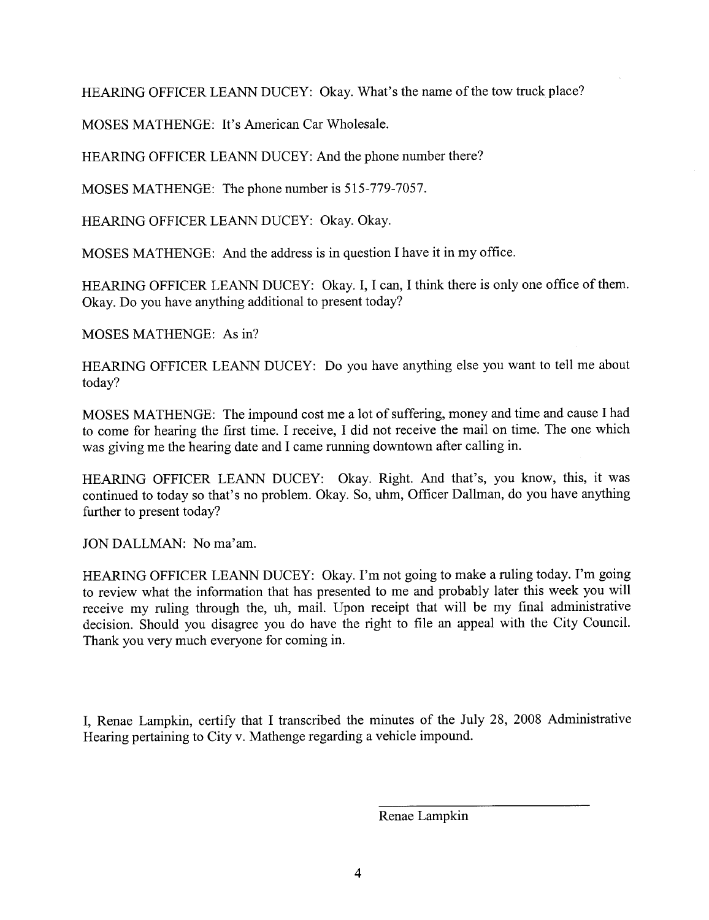HEARING OFFICER LEANN DUCEY: Okay. What's the name of the tow truck place?

MOSES MATHENGE: It's American Car Wholesale.

HEARING OFFICER LEANN DUCEY: And the phone number there?

MOSES MATHENGE: The phone number is 515-779-7057.

HEARING OFFICER LEANN DUCEY: Okay. Okay.

MOSES MATHENGE: And the address is in question I have it in my office.

HEARING OFFICER LEANN DUCEY: Okay. I, I can, I think there is only one office of them. Okay. Do you have anything additional to present today?

MOSES MATHENGE: As in?

HEARING OFFICER LEANN DUCEY: Do you have anything else you want to tell me about today?

MOSES MATHENGE: The impound cost me a lot of suffering, money and time and cause I had to come for hearing the first time. I receive, I did not receive the mail on time. The one which was giving me the hearing date and I came running downtown after calling in.

HEARING OFFICER LEANN DUCEY: Okay. Right. And that's, you know, this, it was continued to today so that's no problem. Okay. So, uhm, Officer Dallman, do you have anything further to present today?

JON DALLMAN: No ma'am.

HEARING OFFICER LEANN DUCEY: Okay. I'm not going to make a ruling today. I'm going to review what the information that has presented to me and probably later this week you will receive my ruling through the, uh, mail. Upon receipt that will be my final administrative decision. Should you disagree you do have the right to file an appeal with the City Council. Thank you very much everyone for coming in.

I, Renae Lampkin, certify that I transcribed the minutes of the July 28, 2008 Administrative Hearing pertaining to City v. Mathenge regarding a vehicle impound.

Renae Lampkin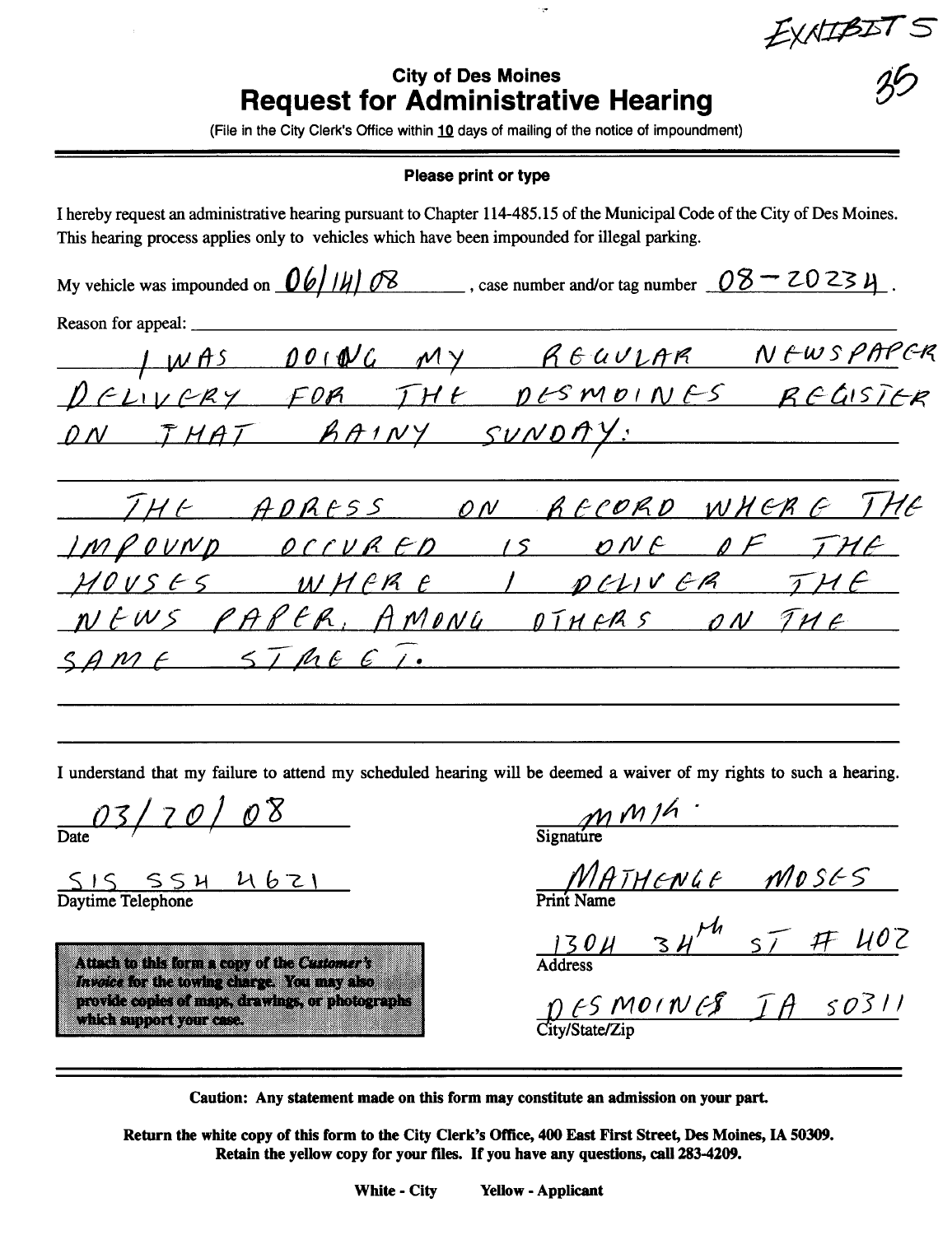EXHIBIT 5

35

**City of Des Moines**

# Request for Administrative Hearing

(File in the City Clerk's Office within **10** days of mailing of the notice of impoundment)

**Please print or type**

I hereby request an administrative hearing pursuant to Chapter 114-485.15 of the Municipal Code of the City of Des Moines. This hearing process applies only to vehicles which have been impounded for illegal parking.

My vehicle was impounded on 06/14/08, case number and/or tag number 08-20234.

Reason for appeal:

I WAS DOING MY REGULAR NEWSPAPER DELIVERY FOR THE DESMOINES REGISTER ON THAT RAINY SUNDAY:

THE ADRESS ON RECORD WHERE THE IMPOUND OCCURED IS ONE OF THE HOUSES WHERE I DELIVER THE NEWS PAPER, AMONG OTHERS ON THE SAME STREET.

I understand that my failure to attend my scheduled hearing will be deemed a waiver of my rights to such a hearing.

03/20/08
Date

515 554 4621
Daytime Telephone

**Attach to this form a copy of the *Customer's Invoice* for the towing charge. You may also provide copies of maps, drawings, or photographs which support your case.**

mm/4.
Signature

MATHENGE MOSES
Print Name

1304 34th ST # 402
Address

DES MOINES IA 50311
City/State/Zip

**Caution: Any statement made on this form may constitute an admission on your part.**

**Return the white copy of this form to the City Clerk's Office, 400 East First Street, Des Moines, IA 50309. Retain the yellow copy for your files. If you have any questions, call 283-4209.**

**White - City** **Yellow - Applicant**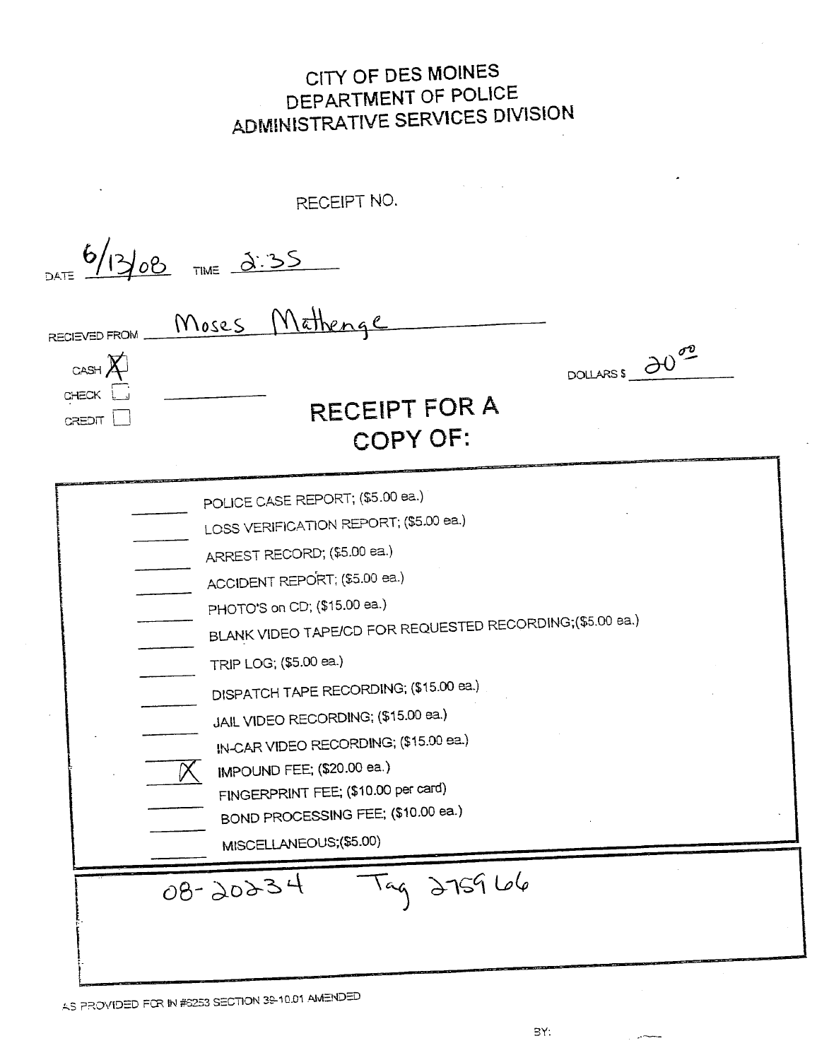# CITY OF DES MOINES
# DEPARTMENT OF POLICE
# ADMINISTRATIVE SERVICES DIVISION

RECEIPT NO.

DATE 6/13/08 TIME 2:35

RECIEVED FROM Moses Mathenge

CASH [X]
CHECK [ ]
CREDIT [ ]

DOLLARS $ 20.00

## RECEIPT FOR A COPY OF:

- ____ POLICE CASE REPORT; ($5.00 ea.)
- ____ LOSS VERIFICATION REPORT; ($5.00 ea.)
- ____ ARREST RECORD; ($5.00 ea.)
- ____ ACCIDENT REPORT; ($5.00 ea.)
- ____ PHOTO'S on CD; ($15.00 ea.)
- ____ BLANK VIDEO TAPE/CD FOR REQUESTED RECORDING;($5.00 ea.)
- ____ TRIP LOG; ($5.00 ea.)
- ____ DISPATCH TAPE RECORDING; ($15.00 ea.)
- ____ JAIL VIDEO RECORDING; ($15.00 ea.)
- ____ IN-CAR VIDEO RECORDING; ($15.00 ea.)
- __X__ IMPOUND FEE; ($20.00 ea.)
- ____ FINGERPRINT FEE; ($10.00 per card)
- ____ BOND PROCESSING FEE; ($10.00 ea.)
- ____ MISCELLANEOUS;($5.00)

08-20234 Tag 275966

AS PROVIDED FOR IN #5253 SECTION 39-10.01 AMENDED

BY: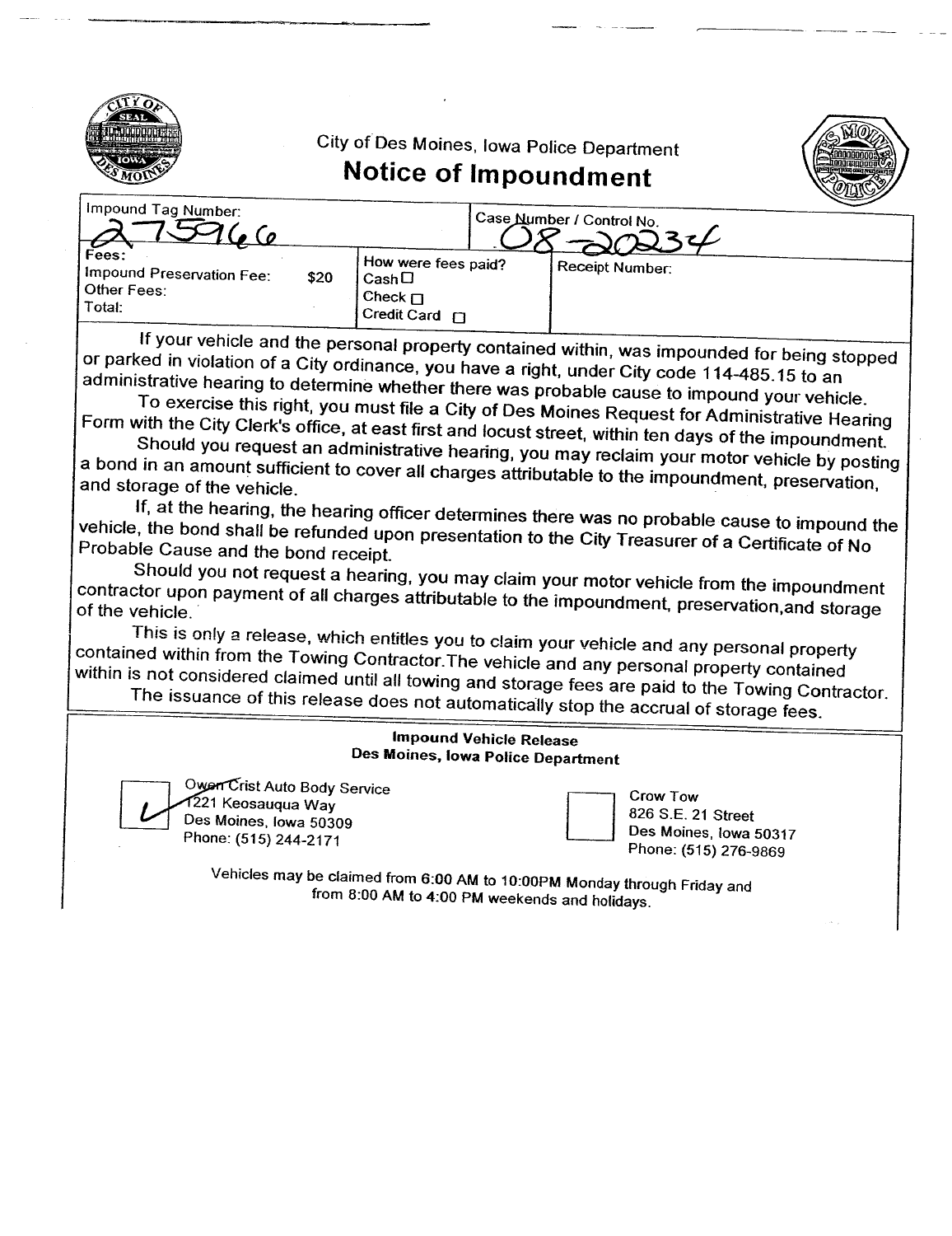City of Des Moines, Iowa Police Department

# Notice of Impoundment

| Impound Tag Number: 275966 | | Case Number / Control No. 08-20234 |
|---|---|---|
| Fees:<br>Impound Preservation Fee: $20<br>Other Fees:<br>Total: | How were fees paid?<br>Cash ☐<br>Check ☐<br>Credit Card ☐ | Receipt Number: |

If your vehicle and the personal property contained within, was impounded for being stopped or parked in violation of a City ordinance, you have a right, under City code 114-485.15 to an administrative hearing to determine whether there was probable cause to impound your vehicle.

To exercise this right, you must file a City of Des Moines Request for Administrative Hearing Form with the City Clerk's office, at east first and locust street, within ten days of the impoundment.

Should you request an administrative hearing, you may reclaim your motor vehicle by posting a bond in an amount sufficient to cover all charges attributable to the impoundment, preservation, and storage of the vehicle.

If, at the hearing, the hearing officer determines there was no probable cause to impound the vehicle, the bond shall be refunded upon presentation to the City Treasurer of a Certificate of No Probable Cause and the bond receipt.

Should you not request a hearing, you may claim your motor vehicle from the impoundment contractor upon payment of all charges attributable to the impoundment, preservation,and storage of the vehicle.

This is only a release, which entitles you to claim your vehicle and any personal property contained within from the Towing Contractor.The vehicle and any personal property contained within is not considered claimed until all towing and storage fees are paid to the Towing Contractor. The issuance of this release does not automatically stop the accrual of storage fees.

**Impound Vehicle Release**
**Des Moines, Iowa Police Department**

☑ Owen Crist Auto Body Service
1221 Keosauqua Way
Des Moines, Iowa 50309
Phone: (515) 244-2171

☐ Crow Tow
826 S.E. 21 Street
Des Moines, Iowa 50317
Phone: (515) 276-9869

Vehicles may be claimed from 6:00 AM to 10:00PM Monday through Friday and from 8:00 AM to 4:00 PM weekends and holidays.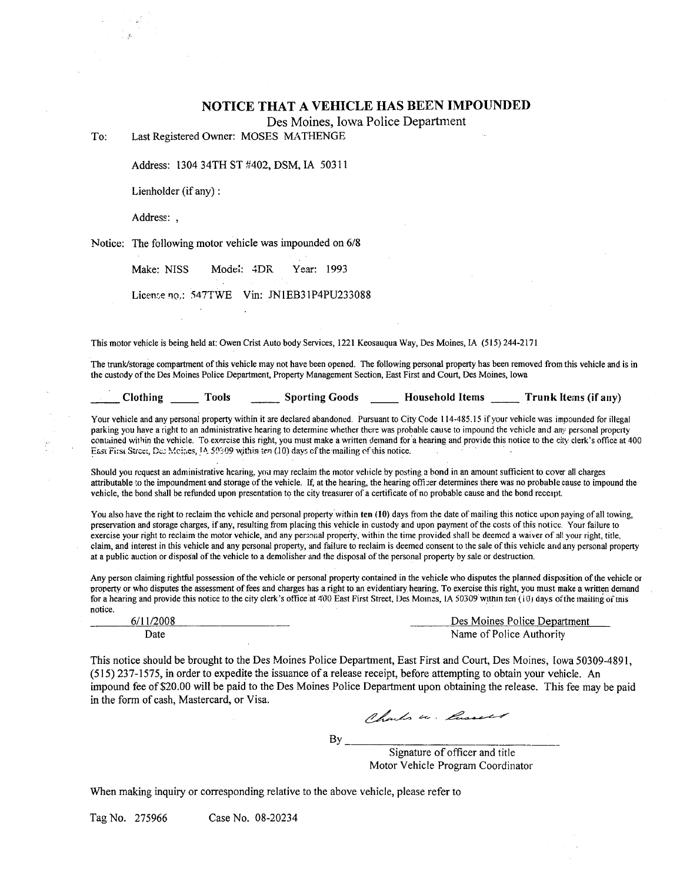# NOTICE THAT A VEHICLE HAS BEEN IMPOUNDED

Des Moines, Iowa Police Department

To: Last Registered Owner: MOSES MATHENGE

Address: 1304 34TH ST #402, DSM, IA 50311

Lienholder (if any) :

Address: ,

Notice: The following motor vehicle was impounded on 6/8

Make: NISS Model: 4DR Year: 1993

License no.: 547TWE Vin: JN1EB31P4PU233088

This motor vehicle is being held at: Owen Crist Auto body Services, 1221 Keosauqua Way, Des Moines, IA (515) 244-2171

The trunk/storage compartment of this vehicle may not have been opened. The following personal property has been removed from this vehicle and is in the custody of the Des Moines Police Department, Property Management Section, East First and Court, Des Moines, Iowa

**_____ Clothing _____ Tools _____ Sporting Goods _____ Household Items _____ Trunk Items (if any)**

Your vehicle and any personal property within it are declared abandoned. Pursuant to City Code 114-485.15 if your vehicle was impounded for illegal parking you have a right to an administrative hearing to determine whether there was probable cause to impound the vehicle and any personal property contained within the vehicle. To exercise this right, you must make a written demand for a hearing and provide this notice to the city clerk's office at 400 East First Street, Des Moines, IA 50309 within ten (10) days of the mailing of this notice.

Should you request an administrative hearing, you may reclaim the motor vehicle by posting a bond in an amount sufficient to cover all charges attributable to the impoundment and storage of the vehicle. If, at the hearing, the hearing officer determines there was no probable cause to impound the vehicle, the bond shall be refunded upon presentation to the city treasurer of a certificate of no probable cause and the bond receipt.

You also have the right to reclaim the vehicle and personal property within **ten (10)** days from the date of mailing this notice upon paying of all towing, preservation and storage charges, if any, resulting from placing this vehicle in custody and upon payment of the costs of this notice. Your failure to exercise your right to reclaim the motor vehicle, and any personal property, within the time provided shall be deemed a waiver of all your right, title, claim, and interest in this vehicle and any personal property, and failure to reclaim is deemed consent to the sale of this vehicle and any personal property at a public auction or disposal of the vehicle to a demolisher and the disposal of the personal property by sale or destruction.

Any person claiming rightful possession of the vehicle or personal property contained in the vehicle who disputes the planned disposition of the vehicle or property or who disputes the assessment of fees and charges has a right to an evidentiary hearing. To exercise this right, you must make a written demand for a hearing and provide this notice to the city clerk's office at 400 East First Street, Des Moines, IA 50309 within ten (10) days of the mailing of this notice.

6/11/2008 — Date

Des Moines Police Department — Name of Police Authority

This notice should be brought to the Des Moines Police Department, East First and Court, Des Moines, Iowa 50309-4891, (515) 237-1575, in order to expedite the issuance of a release receipt, before attempting to obtain your vehicle. An impound fee of $20.00 will be paid to the Des Moines Police Department upon obtaining the release. This fee may be paid in the form of cash, Mastercard, or Visa.

By Charles W. Russell

Signature of officer and title
Motor Vehicle Program Coordinator

When making inquiry or corresponding relative to the above vehicle, please refer to

Tag No. 275966 Case No. 08-20234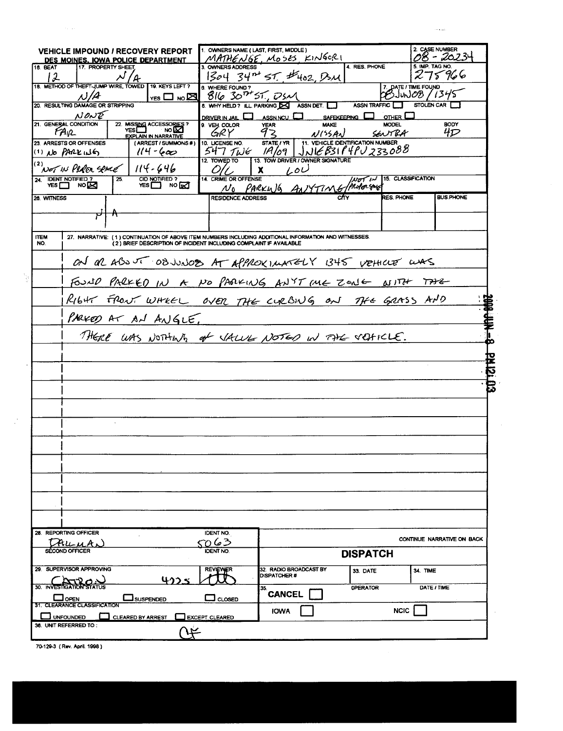# VEHICLE IMPOUND / RECOVERY REPORT

**DES MOINES, IOWA POLICE DEPARTMENT**

| Field | Value |
|---|---|
| 1. OWNERS NAME (LAST, FIRST, MIDDLE) | MATHENGE, MOSES KINGORI |
| 2. CASE NUMBER | 08-20234 |
| 3. OWNERS ADDRESS | 1304 34TH ST. #402, DSM |
| 4. RES. PHONE | |
| 5. IMP. TAG NO. | 275966 |
| 6. WHERE FOUND? | 816 30TH ST, DSM |
| 7. DATE / TIME FOUND | 08JUN08 / 1345 |
| 8. WHY HELD? | ILL. PARKING [X] ASSN DET. [ ] ASSN TRAFFIC [ ] STOLEN CAR [ ] DRIVER IN JAIL [ ] ASSN NCU [ ] SAFEKEEPING [ ] OTHER [ ] |
| 9. VEH. COLOR | GRY |
| YEAR | 93 |
| MAKE | NISSAN |
| MODEL | SENTRA |
| BODY | 4D |
| 10. LICENSE NO. | 547 TWE |
| STATE / YR | IA/09 |
| 11. VEHICLE IDENTIFICATION NUMBER | JN1EB31P4PU233088 |
| 12. TOWED TO | O/C |
| 13. TOW DRIVER / OWNER SIGNATURE | X LOU |
| 14. CRIME OR OFFENSE | NO PARKING ANYTIME / NOT IN PROPER SPACE |
| 15. CLASSIFICATION | |
| 16. BEAT | 12 |
| 17. PROPERTY SHEET | N/A |
| 18. METHOD OF THEFT-JUMP WIRE, TOWED | N/A |
| 19. KEYS LEFT? | YES [ ] NO [X] |
| 20. RESULTING DAMAGE OR STRIPPING | NONE |
| 21. GENERAL CONDITION | FAIR |
| 22. MISSING ACCESSORIES? (EXPLAIN IN NARRATIVE) | YES [ ] NO [X] |
| 23. ARRESTS OR OFFENSES / (ARREST / SUMMONS #) | (1) NO PARKING — 114-600; (2) NOT IN PROPER SPACE — 114-646 |
| 24. IDENT NOTIFIED? | YES [ ] NO [X] |
| 25. CID NOTIFIED? | YES [ ] NO [X] |
| 26. WITNESS | N/A |
| RESIDENCE ADDRESS / CITY / RES. PHONE / BUS. PHONE | |

**ITEM NO.** 27. NARRATIVE: (1) CONTINUATION OF ABOVE ITEM NUMBERS INCLUDING ADDITIONAL INFORMATION AND WITNESSES. (2) BRIEF DESCRIPTION OF INCIDENT INCLUDING COMPLAINT IF AVAILABLE

ON OR ABOUT 08JUN08 AT APPROXIMATELY 1345 VEHICLE WAS FOUND PARKED IN A NO PARKING ANYTIME ZONE WITH THE RIGHT FRONT WHEEL OVER THE CURBING ON THE GRASS AND PARKED AT AN ANGLE.

THERE WAS NOTHING OF VALUE NOTED IN THE VEHICLE.

2008 JUN -8 PM 12:03

CONTINUE NARRATIVE ON BACK

| Field | Value |
|---|---|
| 28. REPORTING OFFICER | PALLMAN |
| IDENT NO. | 5063 |
| SECOND OFFICER | |
| IDENT NO. | |
| 29. SUPERVISOR APPROVING | CATRON 4225 |
| REVIEWER | (initials) |
| 30. INVESTIGATION STATUS | [ ] OPEN [ ] SUSPENDED [ ] CLOSED |
| 31. CLEARANCE CLASSIFICATION | [ ] UNFOUNDED [ ] CLEARED BY ARREST [ ] EXCEPT. CLEARED |
| 36. UNIT REFERRED TO: | CF |

**DISPATCH**

| 32. RADIO BROADCAST BY DISPATCHER # | 33. DATE | 34. TIME |
|---|---|---|
| | | |

| 35. CANCEL [ ] | OPERATOR | DATE / TIME |
|---|---|---|
| IOWA [ ] | NCIC [ ] | |

70-129-3 (Rev. April 1998)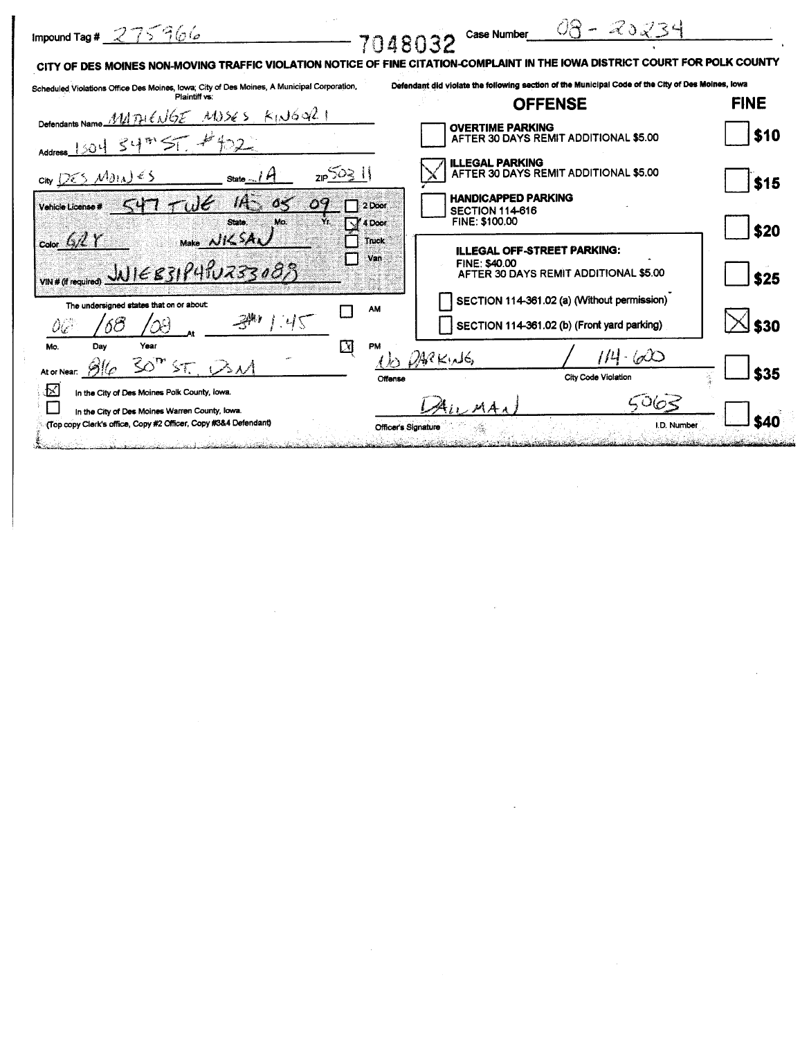Impound Tag # 275966 7048032 Case Number 08 - 20234

**CITY OF DES MOINES NON-MOVING TRAFFIC VIOLATION NOTICE OF FINE CITATION-COMPLAINT IN THE IOWA DISTRICT COURT FOR POLK COUNTY**

Scheduled Violations Office Des Moines, Iowa; City of Des Moines, A Municipal Corporation, Plaintiff vs:

Defendants Name MATHENGE MOSES KINGORI

Address 1504 54TH ST. #402

City DES MOINES State IA ZIP 50311

Vehicle License # 547 TWE IA 05 09 (State, Mo., Yr.)

- [ ] 2 Door
- [x] 4 Door
- [ ] Truck
- [ ] Van

Color GRY Make NISSAN

VIN # (if required) JN1EB31P4PU233083

The undersigned states that on or about 06 / 08 / 08 (Mo. Day Year) At 1:45

- [ ] AM
- [x] PM

At or Near 816 30TH ST. DSM

- [x] In the City of Des Moines Polk County, Iowa.
- [ ] In the City of Des Moines Warren County, Iowa.

(Top copy Clerk's office, Copy #2 Officer, Copy #3&4 Defendant)

Defendant did violate the following section of the Municipal Code of the City of Des Moines, Iowa

| OFFENSE | FINE |
|---|---|
| [ ] **OVERTIME PARKING** AFTER 30 DAYS REMIT ADDITIONAL $5.00 | [ ] $10 |
| [x] **ILLEGAL PARKING** AFTER 30 DAYS REMIT ADDITIONAL $5.00 | [ ] $15 |
| [ ] **HANDICAPPED PARKING** SECTION 114-616 FINE: $100.00 | [ ] $20 |
| **ILLEGAL OFF-STREET PARKING:** FINE: $40.00 AFTER 30 DAYS REMIT ADDITIONAL $5.00 | [ ] $25 |
| [ ] SECTION 114-361.02 (a) (Without permission) [ ] SECTION 114-361.02 (b) (Front yard parking) | [x] $30 |
| Offense: NO PARKING / City Code Violation: 114-600 | [ ] $35 |
| Officer's Signature: DALLMAN I.D. Number: 5063 | [ ] $40 |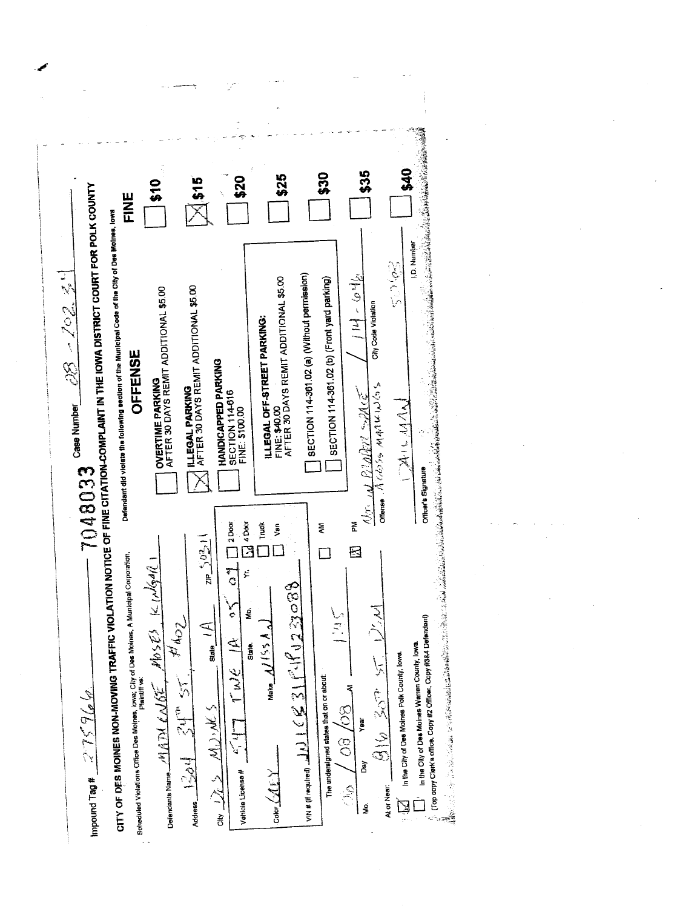Impound Tag # 275966

7048033 Case Number 08 - 202 21

CITY OF DES MOINES NON-MOVING TRAFFIC VIOLATION NOTICE OF FINE CITATION-COMPLAINT IN THE IOWA DISTRICT COURT FOR POLK COUNTY

Scheduled Violations Office Des Moines, Iowa; City of Des Moines, A Municipal Corporation, Plaintiff vs:

Defendants Name MADUENGE MOSES KINGALI

Address 1304 34th ST. #402

City DES MOINES State IA ZIP 50311

Vehicle License # 447 TWE IA 05 07 Yr. ☐ 2 Door ☒ 4 Door ☐ Truck ☐ Van

Color GREY Make NISSAN

VIN # (if required) 1N4CL21E1PC233088

The undersigned states that on or about:

06 / 08 / 08 At 1:45 ☐ AM ☒ PM

Mo. Day Year

At or Near: 8116 30th ST. DSM

☒ In the City of Des Moines Polk County, Iowa.

☐ In the City of Des Moines Warren County, Iowa.

(Top copy Clerk's office, Copy #2 Officer, Copy #3&4 Defendant)

Defendant did violate the following section of the Municipal Code of the City of Des Moines, Iowa

| | OFFENSE | FINE |
|---|---|---|
| ☐ | OVERTIME PARKING AFTER 30 DAYS REMIT ADDITIONAL $5.00 | ☐ $10 |
| ☒ | ILLEGAL PARKING AFTER 30 DAYS REMIT ADDITIONAL $5.00 | ☒ $15 |
| ☐ | HANDICAPPED PARKING SECTION 114-616 FINE: $100.00 | ☐ $20 |
| | ILLEGAL OFF-STREET PARKING: FINE: $40.00 AFTER 30 DAYS REMIT ADDITIONAL $5.00 | ☐ $25 |
| ☐ | SECTION 114-361.02 (a) (Without permission) | ☐ $30 |
| ☐ | SECTION 114-361.02 (b) (Front yard parking) | ☐ $35 |
| | | ☐ $40 |

Offense: No Parking Space / Across Markings — City Code Violation: 114-64

Officer's Signature: [signature] — I.D. Number: 5062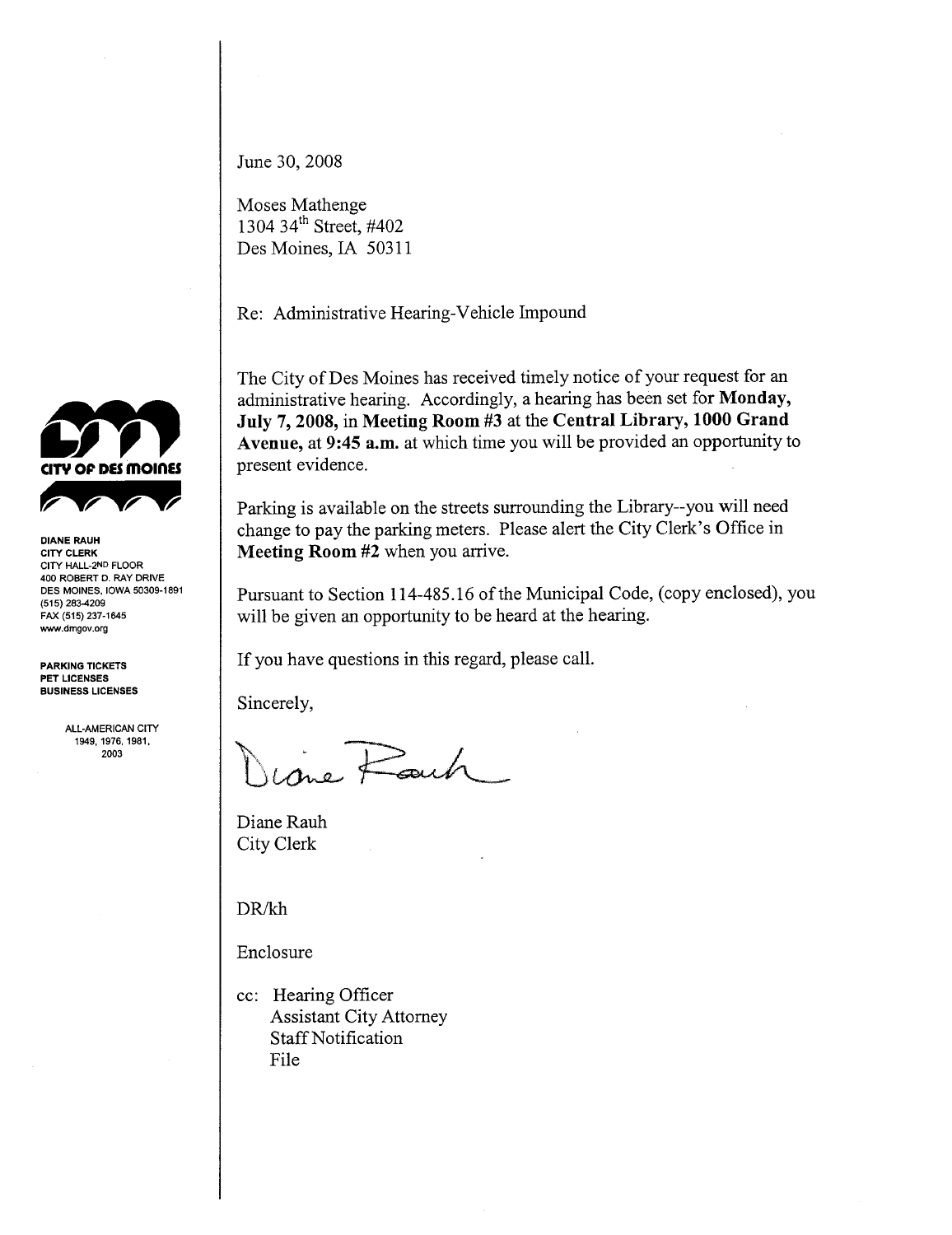CITY OF DES MOINES

DIANE RAUH
CITY CLERK
CITY HALL-2ND FLOOR
400 ROBERT D. RAY DRIVE
DES MOINES, IOWA 50309-1891
(515) 283-4209
FAX (515) 237-1645
www.dmgov.org

PARKING TICKETS
PET LICENSES
BUSINESS LICENSES

ALL-AMERICAN CITY
1949, 1976, 1981, 2003

June 30, 2008

Moses Mathenge
1304 34th Street, #402
Des Moines, IA 50311

Re: Administrative Hearing-Vehicle Impound

The City of Des Moines has received timely notice of your request for an administrative hearing. Accordingly, a hearing has been set for **Monday, July 7, 2008,** in **Meeting Room #3** at the **Central Library, 1000 Grand Avenue,** at **9:45 a.m.** at which time you will be provided an opportunity to present evidence.

Parking is available on the streets surrounding the Library--you will need change to pay the parking meters. Please alert the City Clerk's Office in **Meeting Room #2** when you arrive.

Pursuant to Section 114-485.16 of the Municipal Code, (copy enclosed), you will be given an opportunity to be heard at the hearing.

If you have questions in this regard, please call.

Sincerely,

Diane Rauh

Diane Rauh
City Clerk

DR/kh

Enclosure

cc: Hearing Officer
Assistant City Attorney
Staff Notification
File